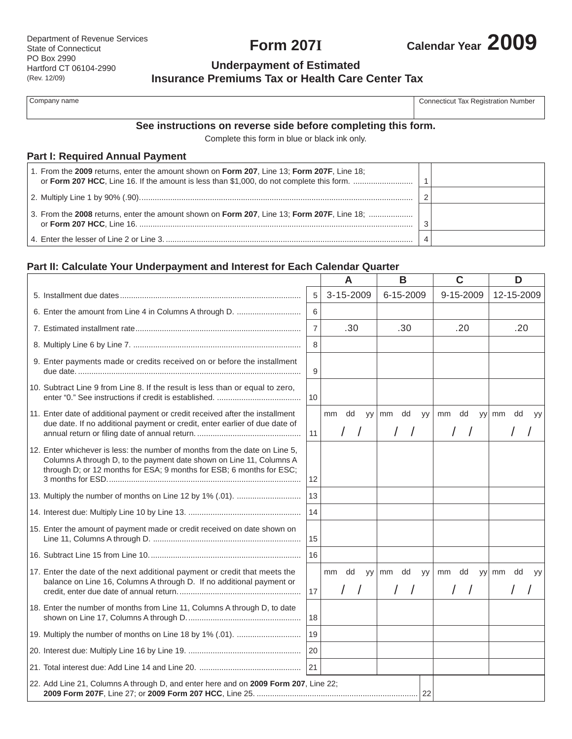Department of Revenue Services
State of Connecticut
PO Box 2990
Hartford CT 06104-2990
(Rev. 12/09)

# Form 207I

**Calendar Year 2009**

## Underpayment of Estimated Insurance Premiums Tax or Health Care Center Tax

| Company name | Connecticut Tax Registration Number |
|---|---|
| | |

**See instructions on reverse side before completing this form.**

Complete this form in blue or black ink only.

### Part I: Required Annual Payment

| | | |
|---|---|---|
| 1. From the **2009** returns, enter the amount shown on **Form 207**, Line 13; **Form 207F**, Line 18; or **Form 207 HCC**, Line 16. If the amount is less than $1,000, do not complete this form. | 1 | |
| 2. Multiply Line 1 by 90% (.90). | 2 | |
| 3. From the **2008** returns, enter the amount shown on **Form 207**, Line 13; **Form 207F**, Line 18; or **Form 207 HCC**, Line 16. | 3 | |
| 4. Enter the lesser of Line 2 or Line 3. | 4 | |

### Part II: Calculate Your Underpayment and Interest for Each Calendar Quarter

| | | A | B | C | D |
|---|---|---|---|---|---|
| 5. Installment due dates | 5 | 3-15-2009 | 6-15-2009 | 9-15-2009 | 12-15-2009 |
| 6. Enter the amount from Line 4 in Columns A through D. | 6 | | | | |
| 7. Estimated installment rate | 7 | .30 | .30 | .20 | .20 |
| 8. Multiply Line 6 by Line 7. | 8 | | | | |
| 9. Enter payments made or credits received on or before the installment due date. | 9 | | | | |
| 10. Subtract Line 9 from Line 8. If the result is less than or equal to zero, enter "0." See instructions if credit is established. | 10 | | | | |
| 11. Enter date of additional payment or credit received after the installment due date. If no additional payment or credit, enter earlier of due date of annual return or filing date of annual return. | 11 | mm dd yy / / | mm dd yy / / | mm dd yy / / | mm dd yy / / |
| 12. Enter whichever is less: the number of months from the date on Line 5, Columns A through D, to the payment date shown on Line 11, Columns A through D; or 12 months for ESA; 9 months for ESB; 6 months for ESC; 3 months for ESD. | 12 | | | | |
| 13. Multiply the number of months on Line 12 by 1% (.01). | 13 | | | | |
| 14. Interest due: Multiply Line 10 by Line 13. | 14 | | | | |
| 15. Enter the amount of payment made or credit received on date shown on Line 11, Columns A through D. | 15 | | | | |
| 16. Subtract Line 15 from Line 10. | 16 | | | | |
| 17. Enter the date of the next additional payment or credit that meets the balance on Line 16, Columns A through D. If no additional payment or credit, enter due date of annual return. | 17 | mm dd yy / / | mm dd yy / / | mm dd yy / / | mm dd yy / / |
| 18. Enter the number of months from Line 11, Columns A through D, to date shown on Line 17, Columns A through D. | 18 | | | | |
| 19. Multiply the number of months on Line 18 by 1% (.01). | 19 | | | | |
| 20. Interest due: Multiply Line 16 by Line 19. | 20 | | | | |
| 21. Total interest due: Add Line 14 and Line 20. | 21 | | | | |

| | | |
|---|---|---|
| 22. Add Line 21, Columns A through D, and enter here and on **2009 Form 207**, Line 22; **2009 Form 207F**, Line 27; or **2009 Form 207 HCC**, Line 25. | 22 | |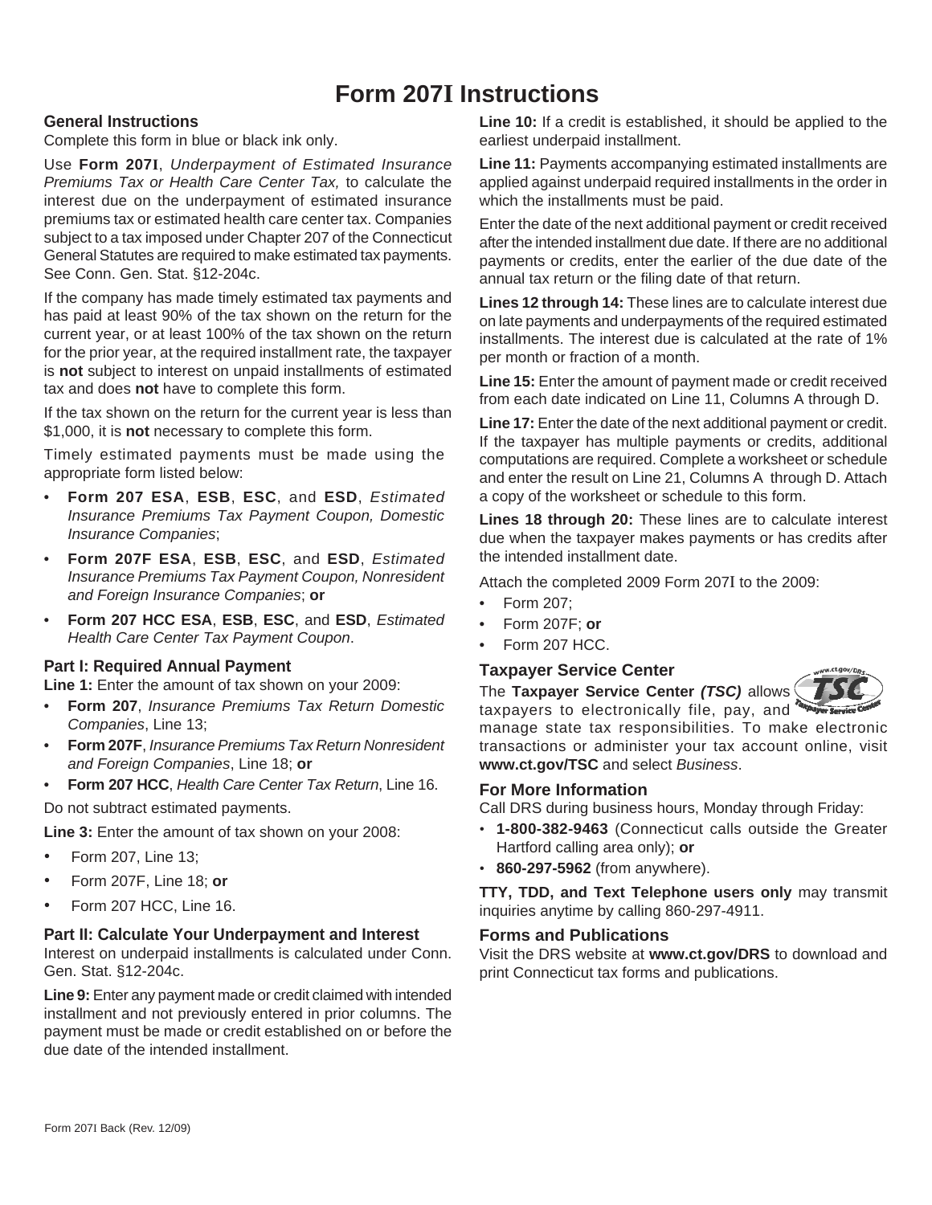# Form 207I Instructions

## General Instructions

Complete this form in blue or black ink only.

Use **Form 207I**, *Underpayment of Estimated Insurance Premiums Tax or Health Care Center Tax,* to calculate the interest due on the underpayment of estimated insurance premiums tax or estimated health care center tax. Companies subject to a tax imposed under Chapter 207 of the Connecticut General Statutes are required to make estimated tax payments. See Conn. Gen. Stat. §12-204c.

If the company has made timely estimated tax payments and has paid at least 90% of the tax shown on the return for the current year, or at least 100% of the tax shown on the return for the prior year, at the required installment rate, the taxpayer is **not** subject to interest on unpaid installments of estimated tax and does **not** have to complete this form.

If the tax shown on the return for the current year is less than $1,000, it is **not** necessary to complete this form.

Timely estimated payments must be made using the appropriate form listed below:

- **Form 207 ESA**, **ESB**, **ESC**, and **ESD**, *Estimated Insurance Premiums Tax Payment Coupon, Domestic Insurance Companies*;
- **Form 207F ESA**, **ESB**, **ESC**, and **ESD**, *Estimated Insurance Premiums Tax Payment Coupon, Nonresident and Foreign Insurance Companies*; **or**
- **Form 207 HCC ESA**, **ESB**, **ESC**, and **ESD**, *Estimated Health Care Center Tax Payment Coupon*.

### Part I: Required Annual Payment

**Line 1:** Enter the amount of tax shown on your 2009:

- **Form 207**, *Insurance Premiums Tax Return Domestic Companies*, Line 13;
- **Form 207F**, *Insurance Premiums Tax Return Nonresident and Foreign Companies*, Line 18; **or**
- **Form 207 HCC**, *Health Care Center Tax Return*, Line 16.

Do not subtract estimated payments.

**Line 3:** Enter the amount of tax shown on your 2008:

- Form 207, Line 13;
- Form 207F, Line 18; **or**
- Form 207 HCC, Line 16.

### Part II: Calculate Your Underpayment and Interest

Interest on underpaid installments is calculated under Conn. Gen. Stat. §12-204c.

**Line 9:** Enter any payment made or credit claimed with intended installment and not previously entered in prior columns. The payment must be made or credit established on or before the due date of the intended installment.

**Line 10:** If a credit is established, it should be applied to the earliest underpaid installment.

**Line 11:** Payments accompanying estimated installments are applied against underpaid required installments in the order in which the installments must be paid.

Enter the date of the next additional payment or credit received after the intended installment due date. If there are no additional payments or credits, enter the earlier of the due date of the annual tax return or the filing date of that return.

**Lines 12 through 14:** These lines are to calculate interest due on late payments and underpayments of the required estimated installments. The interest due is calculated at the rate of 1% per month or fraction of a month.

**Line 15:** Enter the amount of payment made or credit received from each date indicated on Line 11, Columns A through D.

**Line 17:** Enter the date of the next additional payment or credit. If the taxpayer has multiple payments or credits, additional computations are required. Complete a worksheet or schedule and enter the result on Line 21, Columns A through D. Attach a copy of the worksheet or schedule to this form.

**Lines 18 through 20:** These lines are to calculate interest due when the taxpayer makes payments or has credits after the intended installment date.

Attach the completed 2009 Form 207I to the 2009:

- Form 207;
- Form 207F; **or**
- Form 207 HCC.

## Taxpayer Service Center

The **Taxpayer Service Center** ***(TSC)*** allows taxpayers to electronically file, pay, and manage state tax responsibilities. To make electronic transactions or administer your tax account online, visit **www.ct.gov/TSC** and select *Business*.

## For More Information

Call DRS during business hours, Monday through Friday:

- **1-800-382-9463** (Connecticut calls outside the Greater Hartford calling area only); **or**
- **860-297-5962** (from anywhere).

**TTY, TDD, and Text Telephone users only** may transmit inquiries anytime by calling 860-297-4911.

## Forms and Publications

Visit the DRS website at **www.ct.gov/DRS** to download and print Connecticut tax forms and publications.

Form 207I Back (Rev. 12/09)